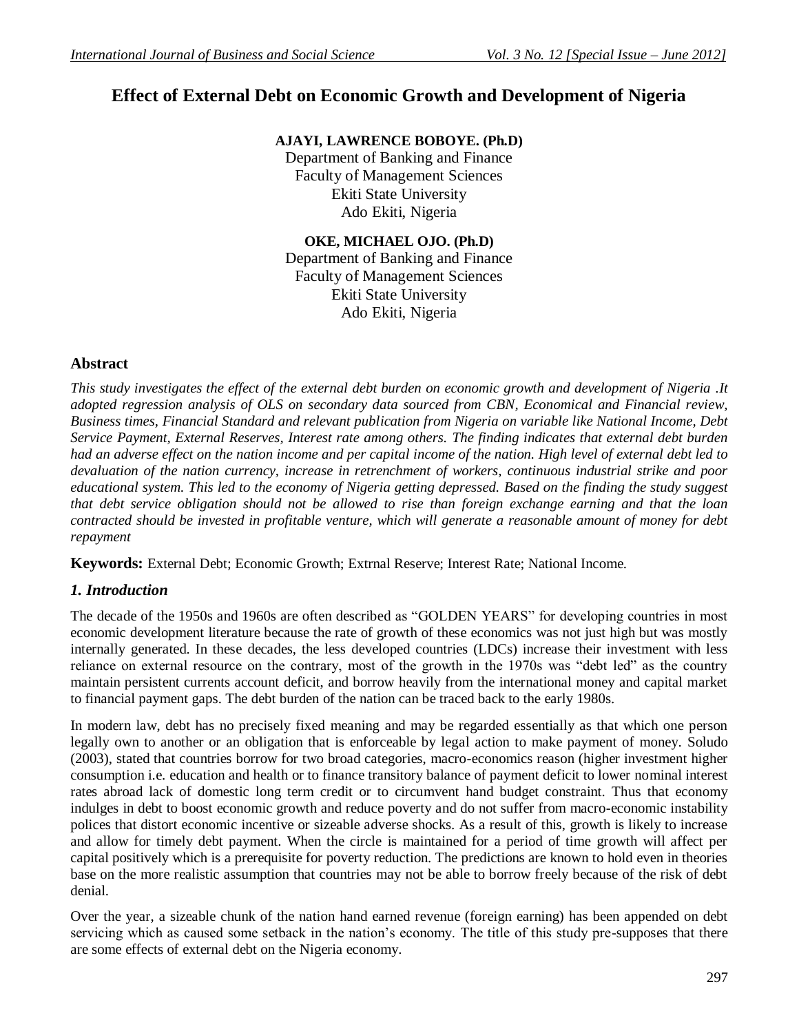# Effect of External Debt on Economic Growth and Development of Nigeria

**AJAYI, LAWRENCE BOBOYE. (Ph.D)**
Department of Banking and Finance
Faculty of Management Sciences
Ekiti State University
Ado Ekiti, Nigeria

**OKE, MICHAEL OJO. (Ph.D)**
Department of Banking and Finance
Faculty of Management Sciences
Ekiti State University
Ado Ekiti, Nigeria

## Abstract

*This study investigates the effect of the external debt burden on economic growth and development of Nigeria .It adopted regression analysis of OLS on secondary data sourced from CBN, Economical and Financial review, Business times, Financial Standard and relevant publication from Nigeria on variable like National Income, Debt Service Payment, External Reserves, Interest rate among others. The finding indicates that external debt burden had an adverse effect on the nation income and per capital income of the nation. High level of external debt led to devaluation of the nation currency, increase in retrenchment of workers, continuous industrial strike and poor educational system. This led to the economy of Nigeria getting depressed. Based on the finding the study suggest that debt service obligation should not be allowed to rise than foreign exchange earning and that the loan contracted should be invested in profitable venture, which will generate a reasonable amount of money for debt repayment*

**Keywords:** External Debt; Economic Growth; Extrnal Reserve; Interest Rate; National Income.

## *1. Introduction*

The decade of the 1950s and 1960s are often described as "GOLDEN YEARS" for developing countries in most economic development literature because the rate of growth of these economics was not just high but was mostly internally generated. In these decades, the less developed countries (LDCs) increase their investment with less reliance on external resource on the contrary, most of the growth in the 1970s was "debt led" as the country maintain persistent currents account deficit, and borrow heavily from the international money and capital market to financial payment gaps. The debt burden of the nation can be traced back to the early 1980s.

In modern law, debt has no precisely fixed meaning and may be regarded essentially as that which one person legally own to another or an obligation that is enforceable by legal action to make payment of money. Soludo (2003), stated that countries borrow for two broad categories, macro-economics reason (higher investment higher consumption i.e. education and health or to finance transitory balance of payment deficit to lower nominal interest rates abroad lack of domestic long term credit or to circumvent hand budget constraint. Thus that economy indulges in debt to boost economic growth and reduce poverty and do not suffer from macro-economic instability polices that distort economic incentive or sizeable adverse shocks. As a result of this, growth is likely to increase and allow for timely debt payment. When the circle is maintained for a period of time growth will affect per capital positively which is a prerequisite for poverty reduction. The predictions are known to hold even in theories base on the more realistic assumption that countries may not be able to borrow freely because of the risk of debt denial.

Over the year, a sizeable chunk of the nation hand earned revenue (foreign earning) has been appended on debt servicing which as caused some setback in the nation's economy. The title of this study pre-supposes that there are some effects of external debt on the Nigeria economy.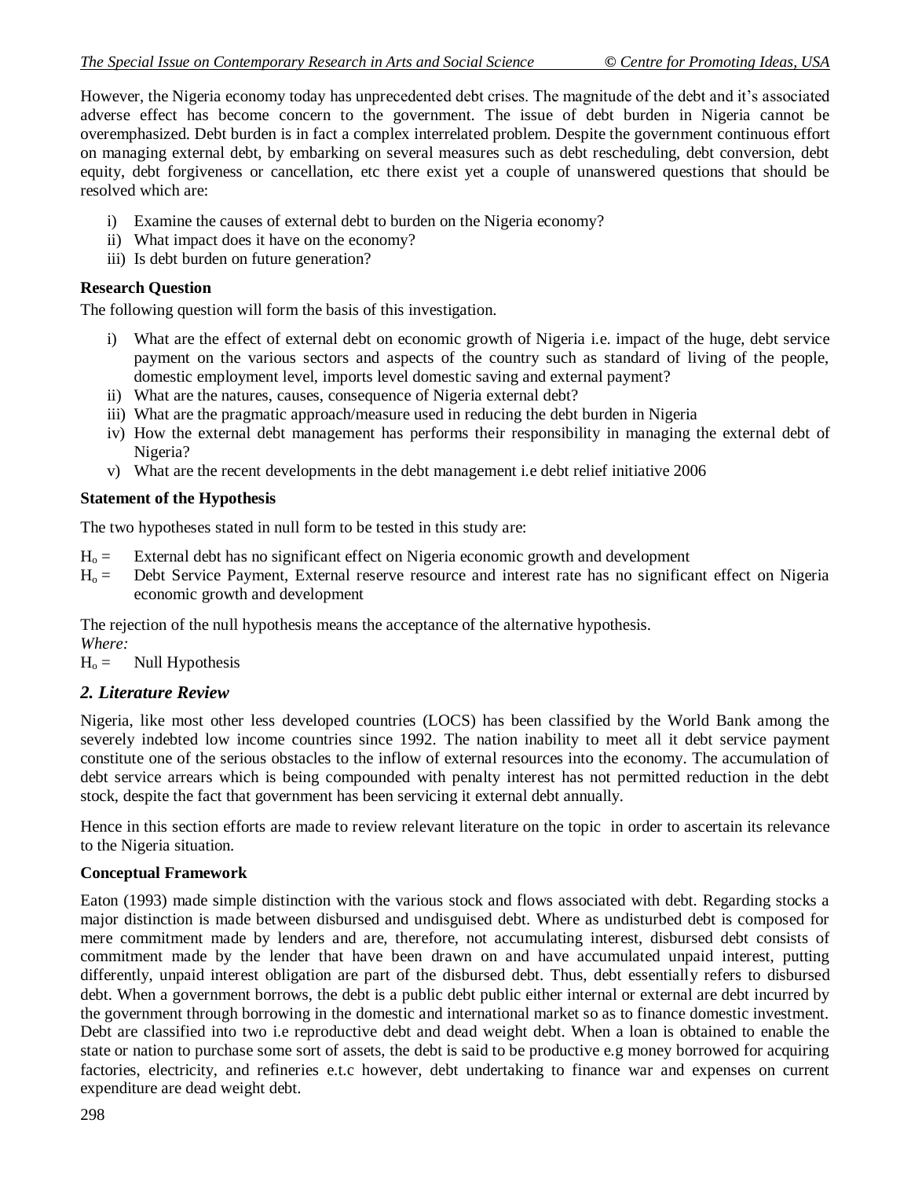However, the Nigeria economy today has unprecedented debt crises. The magnitude of the debt and it's associated adverse effect has become concern to the government. The issue of debt burden in Nigeria cannot be overemphasized. Debt burden is in fact a complex interrelated problem. Despite the government continuous effort on managing external debt, by embarking on several measures such as debt rescheduling, debt conversion, debt equity, debt forgiveness or cancellation, etc there exist yet a couple of unanswered questions that should be resolved which are:

i) Examine the causes of external debt to burden on the Nigeria economy?
ii) What impact does it have on the economy?
iii) Is debt burden on future generation?

**Research Question**

The following question will form the basis of this investigation.

i) What are the effect of external debt on economic growth of Nigeria i.e. impact of the huge, debt service payment on the various sectors and aspects of the country such as standard of living of the people, domestic employment level, imports level domestic saving and external payment?
ii) What are the natures, causes, consequence of Nigeria external debt?
iii) What are the pragmatic approach/measure used in reducing the debt burden in Nigeria
iv) How the external debt management has performs their responsibility in managing the external debt of Nigeria?
v) What are the recent developments in the debt management i.e debt relief initiative 2006

**Statement of the Hypothesis**

The two hypotheses stated in null form to be tested in this study are:

$H_o$ = External debt has no significant effect on Nigeria economic growth and development

$H_o$ = Debt Service Payment, External reserve resource and interest rate has no significant effect on Nigeria economic growth and development

The rejection of the null hypothesis means the acceptance of the alternative hypothesis.

*Where:*

$H_o$ = Null Hypothesis

## *2. Literature Review*

Nigeria, like most other less developed countries (LOCS) has been classified by the World Bank among the severely indebted low income countries since 1992. The nation inability to meet all it debt service payment constitute one of the serious obstacles to the inflow of external resources into the economy. The accumulation of debt service arrears which is being compounded with penalty interest has not permitted reduction in the debt stock, despite the fact that government has been servicing it external debt annually.

Hence in this section efforts are made to review relevant literature on the topic in order to ascertain its relevance to the Nigeria situation.

**Conceptual Framework**

Eaton (1993) made simple distinction with the various stock and flows associated with debt. Regarding stocks a major distinction is made between disbursed and undisguised debt. Where as undisturbed debt is composed for mere commitment made by lenders and are, therefore, not accumulating interest, disbursed debt consists of commitment made by the lender that have been drawn on and have accumulated unpaid interest, putting differently, unpaid interest obligation are part of the disbursed debt. Thus, debt essentially refers to disbursed debt. When a government borrows, the debt is a public debt public either internal or external are debt incurred by the government through borrowing in the domestic and international market so as to finance domestic investment. Debt are classified into two i.e reproductive debt and dead weight debt. When a loan is obtained to enable the state or nation to purchase some sort of assets, the debt is said to be productive e.g money borrowed for acquiring factories, electricity, and refineries e.t.c however, debt undertaking to finance war and expenses on current expenditure are dead weight debt.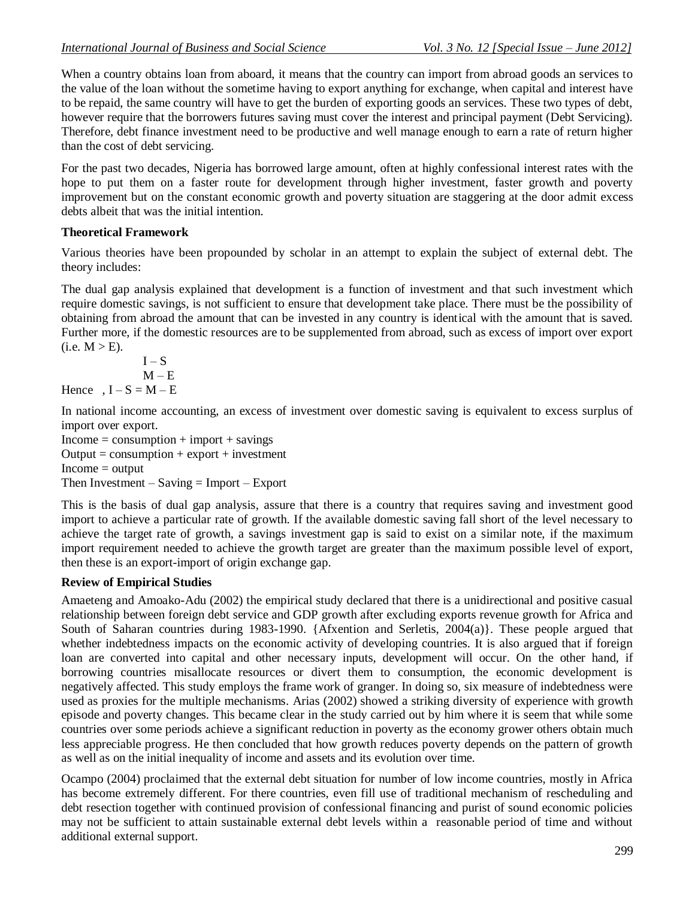When a country obtains loan from aboard, it means that the country can import from abroad goods an services to the value of the loan without the sometime having to export anything for exchange, when capital and interest have to be repaid, the same country will have to get the burden of exporting goods an services. These two types of debt, however require that the borrowers futures saving must cover the interest and principal payment (Debt Servicing). Therefore, debt finance investment need to be productive and well manage enough to earn a rate of return higher than the cost of debt servicing.

For the past two decades, Nigeria has borrowed large amount, often at highly confessional interest rates with the hope to put them on a faster route for development through higher investment, faster growth and poverty improvement but on the constant economic growth and poverty situation are staggering at the door admit excess debts albeit that was the initial intention.

**Theoretical Framework**

Various theories have been propounded by scholar in an attempt to explain the subject of external debt. The theory includes:

The dual gap analysis explained that development is a function of investment and that such investment which require domestic savings, is not sufficient to ensure that development take place. There must be the possibility of obtaining from abroad the amount that can be invested in any country is identical with the amount that is saved. Further more, if the domestic resources are to be supplemented from abroad, such as excess of import over export (i.e. $M > E$).

$$I - S$$

$$M - E$$

Hence , $I - S = M - E$

In national income accounting, an excess of investment over domestic saving is equivalent to excess surplus of import over export.

Income = consumption + import + savings
Output = consumption + export + investment
Income = output
Then Investment – Saving = Import – Export

This is the basis of dual gap analysis, assure that there is a country that requires saving and investment good import to achieve a particular rate of growth. If the available domestic saving fall short of the level necessary to achieve the target rate of growth, a savings investment gap is said to exist on a similar note, if the maximum import requirement needed to achieve the growth target are greater than the maximum possible level of export, then these is an export-import of origin exchange gap.

**Review of Empirical Studies**

Amaeteng and Amoako-Adu (2002) the empirical study declared that there is a unidirectional and positive casual relationship between foreign debt service and GDP growth after excluding exports revenue growth for Africa and South of Saharan countries during 1983-1990. {Afxention and Serletis, 2004(a)}. These people argued that whether indebtedness impacts on the economic activity of developing countries. It is also argued that if foreign loan are converted into capital and other necessary inputs, development will occur. On the other hand, if borrowing countries misallocate resources or divert them to consumption, the economic development is negatively affected. This study employs the frame work of granger. In doing so, six measure of indebtedness were used as proxies for the multiple mechanisms. Arias (2002) showed a striking diversity of experience with growth episode and poverty changes. This became clear in the study carried out by him where it is seem that while some countries over some periods achieve a significant reduction in poverty as the economy grower others obtain much less appreciable progress. He then concluded that how growth reduces poverty depends on the pattern of growth as well as on the initial inequality of income and assets and its evolution over time.

Ocampo (2004) proclaimed that the external debt situation for number of low income countries, mostly in Africa has become extremely different. For there countries, even fill use of traditional mechanism of rescheduling and debt resection together with continued provision of confessional financing and purist of sound economic policies may not be sufficient to attain sustainable external debt levels within a reasonable period of time and without additional external support.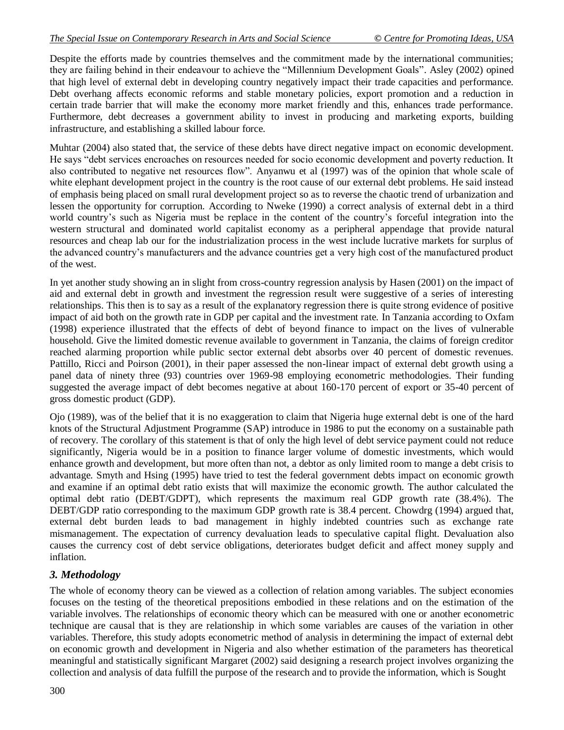Despite the efforts made by countries themselves and the commitment made by the international communities; they are failing behind in their endeavour to achieve the "Millennium Development Goals". Asley (2002) opined that high level of external debt in developing country negatively impact their trade capacities and performance. Debt overhang affects economic reforms and stable monetary policies, export promotion and a reduction in certain trade barrier that will make the economy more market friendly and this, enhances trade performance. Furthermore, debt decreases a government ability to invest in producing and marketing exports, building infrastructure, and establishing a skilled labour force.

Muhtar (2004) also stated that, the service of these debts have direct negative impact on economic development. He says "debt services encroaches on resources needed for socio economic development and poverty reduction. It also contributed to negative net resources flow". Anyanwu et al (1997) was of the opinion that whole scale of white elephant development project in the country is the root cause of our external debt problems. He said instead of emphasis being placed on small rural development project so as to reverse the chaotic trend of urbanization and lessen the opportunity for corruption. According to Nweke (1990) a correct analysis of external debt in a third world country's such as Nigeria must be replace in the content of the country's forceful integration into the western structural and dominated world capitalist economy as a peripheral appendage that provide natural resources and cheap lab our for the industrialization process in the west include lucrative markets for surplus of the advanced country's manufacturers and the advance countries get a very high cost of the manufactured product of the west.

In yet another study showing an in slight from cross-country regression analysis by Hasen (2001) on the impact of aid and external debt in growth and investment the regression result were suggestive of a series of interesting relationships. This then is to say as a result of the explanatory regression there is quite strong evidence of positive impact of aid both on the growth rate in GDP per capital and the investment rate. In Tanzania according to Oxfam (1998) experience illustrated that the effects of debt of beyond finance to impact on the lives of vulnerable household. Give the limited domestic revenue available to government in Tanzania, the claims of foreign creditor reached alarming proportion while public sector external debt absorbs over 40 percent of domestic revenues. Pattillo, Ricci and Poirson (2001), in their paper assessed the non-linear impact of external debt growth using a panel data of ninety three (93) countries over 1969-98 employing econometric methodologies. Their funding suggested the average impact of debt becomes negative at about 160-170 percent of export or 35-40 percent of gross domestic product (GDP).

Ojo (1989), was of the belief that it is no exaggeration to claim that Nigeria huge external debt is one of the hard knots of the Structural Adjustment Programme (SAP) introduce in 1986 to put the economy on a sustainable path of recovery. The corollary of this statement is that of only the high level of debt service payment could not reduce significantly, Nigeria would be in a position to finance larger volume of domestic investments, which would enhance growth and development, but more often than not, a debtor as only limited room to mange a debt crisis to advantage. Smyth and Hsing (1995) have tried to test the federal government debts impact on economic growth and examine if an optimal debt ratio exists that will maximize the economic growth. The author calculated the optimal debt ratio (DEBT/GDPT), which represents the maximum real GDP growth rate (38.4%). The DEBT/GDP ratio corresponding to the maximum GDP growth rate is 38.4 percent. Chowdrg (1994) argued that, external debt burden leads to bad management in highly indebted countries such as exchange rate mismanagement. The expectation of currency devaluation leads to speculative capital flight. Devaluation also causes the currency cost of debt service obligations, deteriorates budget deficit and affect money supply and inflation.

### *3. Methodology*

The whole of economy theory can be viewed as a collection of relation among variables. The subject economies focuses on the testing of the theoretical prepositions embodied in these relations and on the estimation of the variable involves. The relationships of economic theory which can be measured with one or another econometric technique are causal that is they are relationship in which some variables are causes of the variation in other variables. Therefore, this study adopts econometric method of analysis in determining the impact of external debt on economic growth and development in Nigeria and also whether estimation of the parameters has theoretical meaningful and statistically significant Margaret (2002) said designing a research project involves organizing the collection and analysis of data fulfill the purpose of the research and to provide the information, which is Sought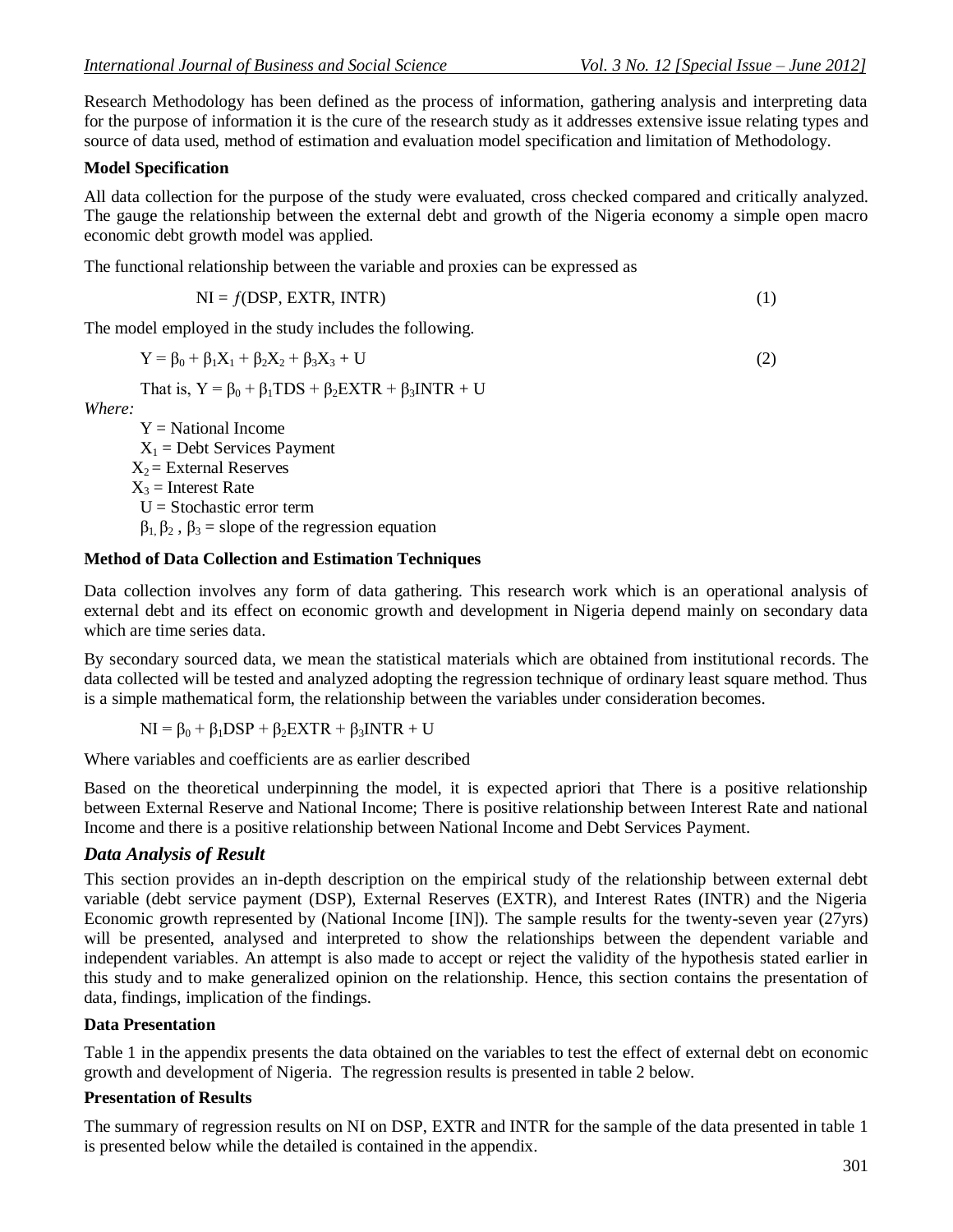Research Methodology has been defined as the process of information, gathering analysis and interpreting data for the purpose of information it is the cure of the research study as it addresses extensive issue relating types and source of data used, method of estimation and evaluation model specification and limitation of Methodology.

**Model Specification**

All data collection for the purpose of the study were evaluated, cross checked compared and critically analyzed. The gauge the relationship between the external debt and growth of the Nigeria economy a simple open macro economic debt growth model was applied.

The functional relationship between the variable and proxies can be expressed as

$$NI = f(DSP, EXTR, INTR) \quad (1)$$

The model employed in the study includes the following.

$$Y = \beta_0 + \beta_1X_1 + \beta_2X_2 + \beta_3X_3 + U \quad (2)$$

That is, $Y = \beta_0 + \beta_1TDS + \beta_2EXTR + \beta_3INTR + U$

*Where:*

$Y$ = National Income

$X_1$ = Debt Services Payment

$X_2$ = External Reserves

$X_3$ = Interest Rate

$U$ = Stochastic error term

$\beta_1, \beta_2, \beta_3$ = slope of the regression equation

**Method of Data Collection and Estimation Techniques**

Data collection involves any form of data gathering. This research work which is an operational analysis of external debt and its effect on economic growth and development in Nigeria depend mainly on secondary data which are time series data.

By secondary sourced data, we mean the statistical materials which are obtained from institutional records. The data collected will be tested and analyzed adopting the regression technique of ordinary least square method. Thus is a simple mathematical form, the relationship between the variables under consideration becomes.

$$NI = \beta_0 + \beta_1DSP + \beta_2EXTR + \beta_3INTR + U$$

Where variables and coefficients are as earlier described

Based on the theoretical underpinning the model, it is expected apriori that There is a positive relationship between External Reserve and National Income; There is positive relationship between Interest Rate and national Income and there is a positive relationship between National Income and Debt Services Payment.

## *Data Analysis of Result*

This section provides an in-depth description on the empirical study of the relationship between external debt variable (debt service payment (DSP), External Reserves (EXTR), and Interest Rates (INTR) and the Nigeria Economic growth represented by (National Income [IN]). The sample results for the twenty-seven year (27yrs) will be presented, analysed and interpreted to show the relationships between the dependent variable and independent variables. An attempt is also made to accept or reject the validity of the hypothesis stated earlier in this study and to make generalized opinion on the relationship. Hence, this section contains the presentation of data, findings, implication of the findings.

**Data Presentation**

Table 1 in the appendix presents the data obtained on the variables to test the effect of external debt on economic growth and development of Nigeria. The regression results is presented in table 2 below.

**Presentation of Results**

The summary of regression results on NI on DSP, EXTR and INTR for the sample of the data presented in table 1 is presented below while the detailed is contained in the appendix.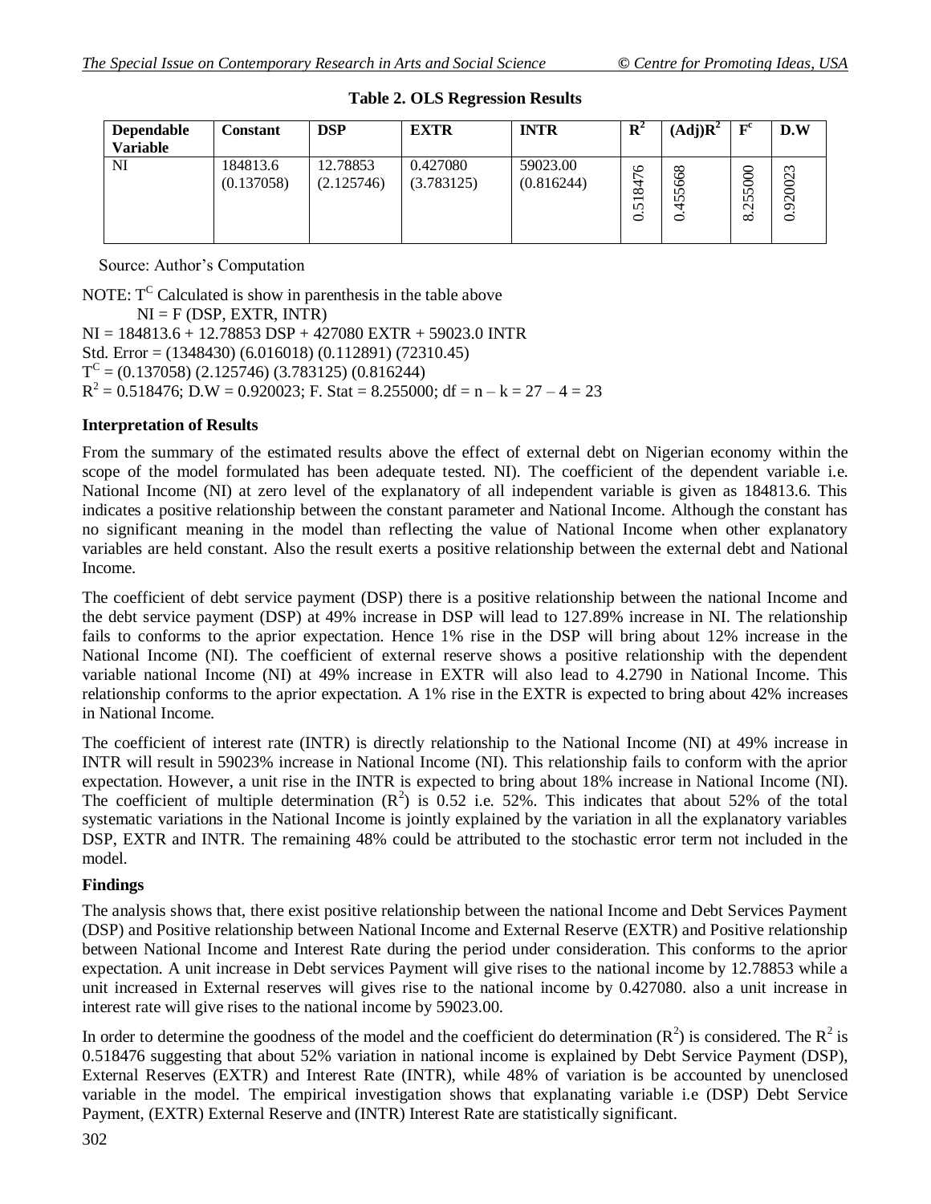**Table 2. OLS Regression Results**

| Dependable Variable | Constant | DSP | EXTR | INTR | $R^2$ | $(Adj)R^2$ | $F^c$ | D.W |
|---|---|---|---|---|---|---|---|---|
| NI | 184813.6 (0.137058) | 12.78853 (2.125746) | 0.427080 (3.783125) | 59023.00 (0.816244) | 0.518476 | 0.455668 | 8.255000 | 0.920023 |

Source: Author's Computation

NOTE: $T^C$ Calculated is show in parenthesis in the table above

$NI = F (DSP, EXTR, INTR)$

$NI = 184813.6 + 12.78853\ DSP + 427080\ EXTR + 59023.0\ INTR$

Std. Error = (1348430) (6.016018) (0.112891) (72310.45)

$T^C$ = (0.137058) (2.125746) (3.783125) (0.816244)

$R^2$ = 0.518476; D.W = 0.920023; F. Stat = 8.255000; df = n – k = 27 – 4 = 23

**Interpretation of Results**

From the summary of the estimated results above the effect of external debt on Nigerian economy within the scope of the model formulated has been adequate tested. NI). The coefficient of the dependent variable i.e. National Income (NI) at zero level of the explanatory of all independent variable is given as 184813.6. This indicates a positive relationship between the constant parameter and National Income. Although the constant has no significant meaning in the model than reflecting the value of National Income when other explanatory variables are held constant. Also the result exerts a positive relationship between the external debt and National Income.

The coefficient of debt service payment (DSP) there is a positive relationship between the national Income and the debt service payment (DSP) at 49% increase in DSP will lead to 127.89% increase in NI. The relationship fails to conforms to the aprior expectation. Hence 1% rise in the DSP will bring about 12% increase in the National Income (NI). The coefficient of external reserve shows a positive relationship with the dependent variable national Income (NI) at 49% increase in EXTR will also lead to 4.2790 in National Income. This relationship conforms to the aprior expectation. A 1% rise in the EXTR is expected to bring about 42% increases in National Income.

The coefficient of interest rate (INTR) is directly relationship to the National Income (NI) at 49% increase in INTR will result in 59023% increase in National Income (NI). This relationship fails to conform with the aprior expectation. However, a unit rise in the INTR is expected to bring about 18% increase in National Income (NI). The coefficient of multiple determination ($R^2$) is 0.52 i.e. 52%. This indicates that about 52% of the total systematic variations in the National Income is jointly explained by the variation in all the explanatory variables DSP, EXTR and INTR. The remaining 48% could be attributed to the stochastic error term not included in the model.

**Findings**

The analysis shows that, there exist positive relationship between the national Income and Debt Services Payment (DSP) and Positive relationship between National Income and External Reserve (EXTR) and Positive relationship between National Income and Interest Rate during the period under consideration. This conforms to the aprior expectation. A unit increase in Debt services Payment will give rises to the national income by 12.78853 while a unit increased in External reserves will gives rise to the national income by 0.427080. also a unit increase in interest rate will give rises to the national income by 59023.00.

In order to determine the goodness of the model and the coefficient do determination ($R^2$) is considered. The $R^2$ is 0.518476 suggesting that about 52% variation in national income is explained by Debt Service Payment (DSP), External Reserves (EXTR) and Interest Rate (INTR), while 48% of variation is be accounted by unenclosed variable in the model. The empirical investigation shows that explanating variable i.e (DSP) Debt Service Payment, (EXTR) External Reserve and (INTR) Interest Rate are statistically significant.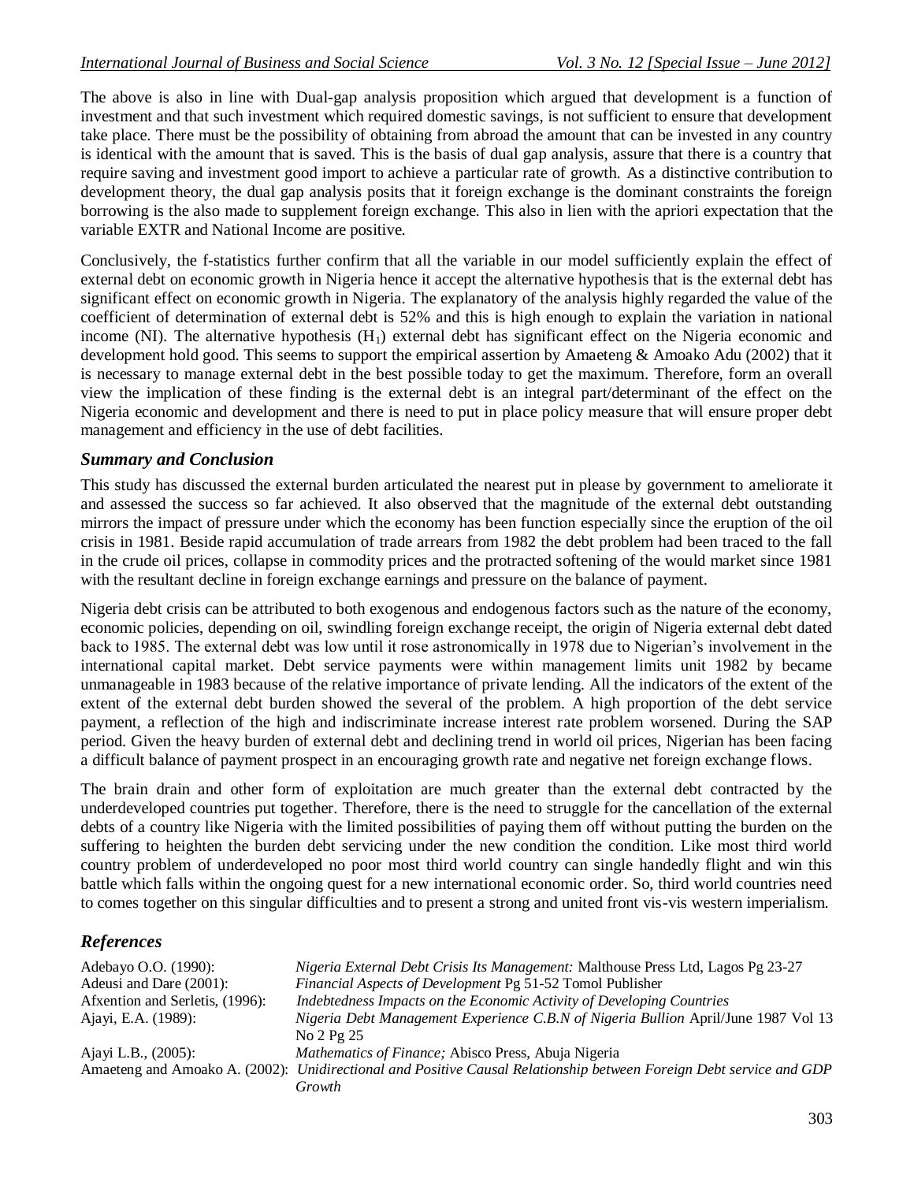The above is also in line with Dual-gap analysis proposition which argued that development is a function of investment and that such investment which required domestic savings, is not sufficient to ensure that development take place. There must be the possibility of obtaining from abroad the amount that can be invested in any country is identical with the amount that is saved. This is the basis of dual gap analysis, assure that there is a country that require saving and investment good import to achieve a particular rate of growth. As a distinctive contribution to development theory, the dual gap analysis posits that it foreign exchange is the dominant constraints the foreign borrowing is the also made to supplement foreign exchange. This also in lien with the apriori expectation that the variable EXTR and National Income are positive.

Conclusively, the f-statistics further confirm that all the variable in our model sufficiently explain the effect of external debt on economic growth in Nigeria hence it accept the alternative hypothesis that is the external debt has significant effect on economic growth in Nigeria. The explanatory of the analysis highly regarded the value of the coefficient of determination of external debt is 52% and this is high enough to explain the variation in national income (NI). The alternative hypothesis ($H_1$) external debt has significant effect on the Nigeria economic and development hold good. This seems to support the empirical assertion by Amaeteng & Amoako Adu (2002) that it is necessary to manage external debt in the best possible today to get the maximum. Therefore, form an overall view the implication of these finding is the external debt is an integral part/determinant of the effect on the Nigeria economic and development and there is need to put in place policy measure that will ensure proper debt management and efficiency in the use of debt facilities.

## *Summary and Conclusion*

This study has discussed the external burden articulated the nearest put in please by government to ameliorate it and assessed the success so far achieved. It also observed that the magnitude of the external debt outstanding mirrors the impact of pressure under which the economy has been function especially since the eruption of the oil crisis in 1981. Beside rapid accumulation of trade arrears from 1982 the debt problem had been traced to the fall in the crude oil prices, collapse in commodity prices and the protracted softening of the would market since 1981 with the resultant decline in foreign exchange earnings and pressure on the balance of payment.

Nigeria debt crisis can be attributed to both exogenous and endogenous factors such as the nature of the economy, economic policies, depending on oil, swindling foreign exchange receipt, the origin of Nigeria external debt dated back to 1985. The external debt was low until it rose astronomically in 1978 due to Nigerian's involvement in the international capital market. Debt service payments were within management limits unit 1982 by became unmanageable in 1983 because of the relative importance of private lending. All the indicators of the extent of the extent of the external debt burden showed the several of the problem. A high proportion of the debt service payment, a reflection of the high and indiscriminate increase interest rate problem worsened. During the SAP period. Given the heavy burden of external debt and declining trend in world oil prices, Nigerian has been facing a difficult balance of payment prospect in an encouraging growth rate and negative net foreign exchange flows.

The brain drain and other form of exploitation are much greater than the external debt contracted by the underdeveloped countries put together. Therefore, there is the need to struggle for the cancellation of the external debts of a country like Nigeria with the limited possibilities of paying them off without putting the burden on the suffering to heighten the burden debt servicing under the new condition the condition. Like most third world country problem of underdeveloped no poor most third world country can single handedly flight and win this battle which falls within the ongoing quest for a new international economic order. So, third world countries need to comes together on this singular difficulties and to present a strong and united front vis-vis western imperialism.

## *References*

Adebayo O.O. (1990): *Nigeria External Debt Crisis Its Management:* Malthouse Press Ltd, Lagos Pg 23-27

Adeusi and Dare (2001): *Financial Aspects of Development* Pg 51-52 Tomol Publisher

Afxention and Serletis, (1996): *Indebtedness Impacts on the Economic Activity of Developing Countries*

Ajayi, E.A. (1989): *Nigeria Debt Management Experience C.B.N of Nigeria Bullion* April/June 1987 Vol 13 No 2 Pg 25

Ajayi L.B., (2005): *Mathematics of Finance;* Abisco Press, Abuja Nigeria

Amaeteng and Amoako A. (2002): *Unidirectional and Positive Causal Relationship between Foreign Debt service and GDP Growth*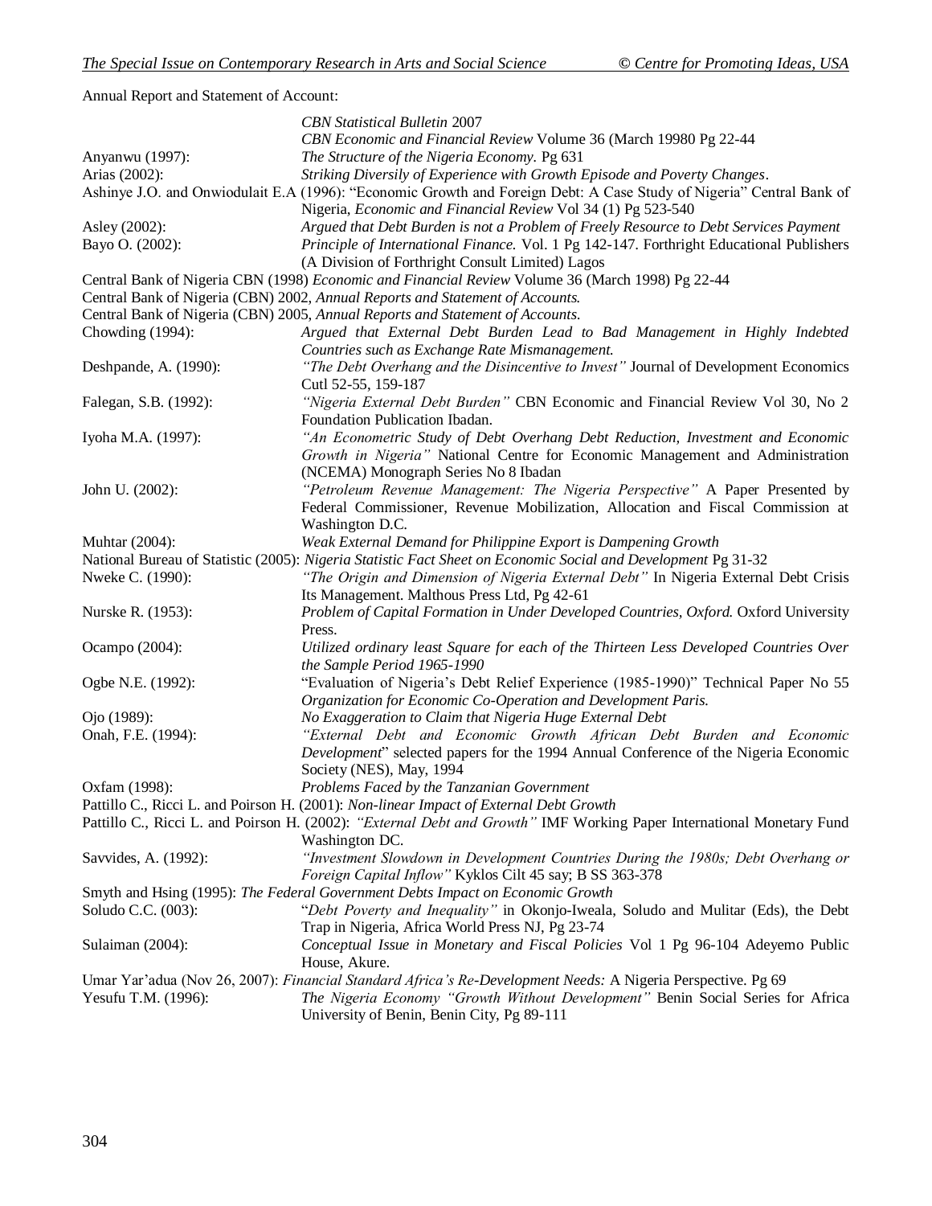Annual Report and Statement of Account:

*CBN Statistical Bulletin* 2007

*CBN Economic and Financial Review* Volume 36 (March 19980 Pg 22-44

Anyanwu (1997): *The Structure of the Nigeria Economy.* Pg 631

Arias (2002): *Striking Diversily of Experience with Growth Episode and Poverty Changes*.

Ashinye J.O. and Onwiodulait E.A (1996): "Economic Growth and Foreign Debt: A Case Study of Nigeria" Central Bank of Nigeria, *Economic and Financial Review* Vol 34 (1) Pg 523-540

Asley (2002): *Argued that Debt Burden is not a Problem of Freely Resource to Debt Services Payment*

Bayo O. (2002): *Principle of International Finance.* Vol. 1 Pg 142-147. Forthright Educational Publishers (A Division of Forthright Consult Limited) Lagos

Central Bank of Nigeria CBN (1998) *Economic and Financial Review* Volume 36 (March 1998) Pg 22-44

Central Bank of Nigeria (CBN) 2002, *Annual Reports and Statement of Accounts.*

Central Bank of Nigeria (CBN) 2005, *Annual Reports and Statement of Accounts.*

Chowding (1994): *Argued that External Debt Burden Lead to Bad Management in Highly Indebted Countries such as Exchange Rate Mismanagement.*

Deshpande, A. (1990): *"The Debt Overhang and the Disincentive to Invest"* Journal of Development Economics Cutl 52-55, 159-187

Falegan, S.B. (1992): *"Nigeria External Debt Burden"* CBN Economic and Financial Review Vol 30, No 2 Foundation Publication Ibadan.

Iyoha M.A. (1997): *"An Econometric Study of Debt Overhang Debt Reduction, Investment and Economic Growth in Nigeria"* National Centre for Economic Management and Administration (NCEMA) Monograph Series No 8 Ibadan

John U. (2002): *"Petroleum Revenue Management: The Nigeria Perspective"* A Paper Presented by Federal Commissioner, Revenue Mobilization, Allocation and Fiscal Commission at Washington D.C.

Muhtar (2004): *Weak External Demand for Philippine Export is Dampening Growth*

National Bureau of Statistic (2005): *Nigeria Statistic Fact Sheet on Economic Social and Development* Pg 31-32

Nweke C. (1990): *"The Origin and Dimension of Nigeria External Debt"* In Nigeria External Debt Crisis Its Management. Malthous Press Ltd, Pg 42-61

Nurske R. (1953): *Problem of Capital Formation in Under Developed Countries, Oxford.* Oxford University Press.

Ocampo (2004): *Utilized ordinary least Square for each of the Thirteen Less Developed Countries Over the Sample Period 1965-1990*

Ogbe N.E. (1992): "Evaluation of Nigeria's Debt Relief Experience (1985-1990)" Technical Paper No 55 *Organization for Economic Co-Operation and Development Paris.*

Ojo (1989): *No Exaggeration to Claim that Nigeria Huge External Debt*

Onah, F.E. (1994): *"External Debt and Economic Growth African Debt Burden and Economic Development*" selected papers for the 1994 Annual Conference of the Nigeria Economic Society (NES), May, 1994

Oxfam (1998): *Problems Faced by the Tanzanian Government*

Pattillo C., Ricci L. and Poirson H. (2001): *Non-linear Impact of External Debt Growth*

Pattillo C., Ricci L. and Poirson H. (2002): *"External Debt and Growth"* IMF Working Paper International Monetary Fund Washington DC.

Savvides, A. (1992): *"Investment Slowdown in Development Countries During the 1980s; Debt Overhang or Foreign Capital Inflow"* Kyklos Cilt 45 say; B SS 363-378

Smyth and Hsing (1995): *The Federal Government Debts Impact on Economic Growth*

Soludo C.C. (003): "*Debt Poverty and Inequality"* in Okonjo-Iweala, Soludo and Mulitar (Eds), the Debt Trap in Nigeria, Africa World Press NJ, Pg 23-74

Sulaiman (2004): *Conceptual Issue in Monetary and Fiscal Policies* Vol 1 Pg 96-104 Adeyemo Public House, Akure.

Umar Yar'adua (Nov 26, 2007): *Financial Standard Africa's Re-Development Needs:* A Nigeria Perspective. Pg 69

Yesufu T.M. (1996): *The Nigeria Economy "Growth Without Development"* Benin Social Series for Africa University of Benin, Benin City, Pg 89-111